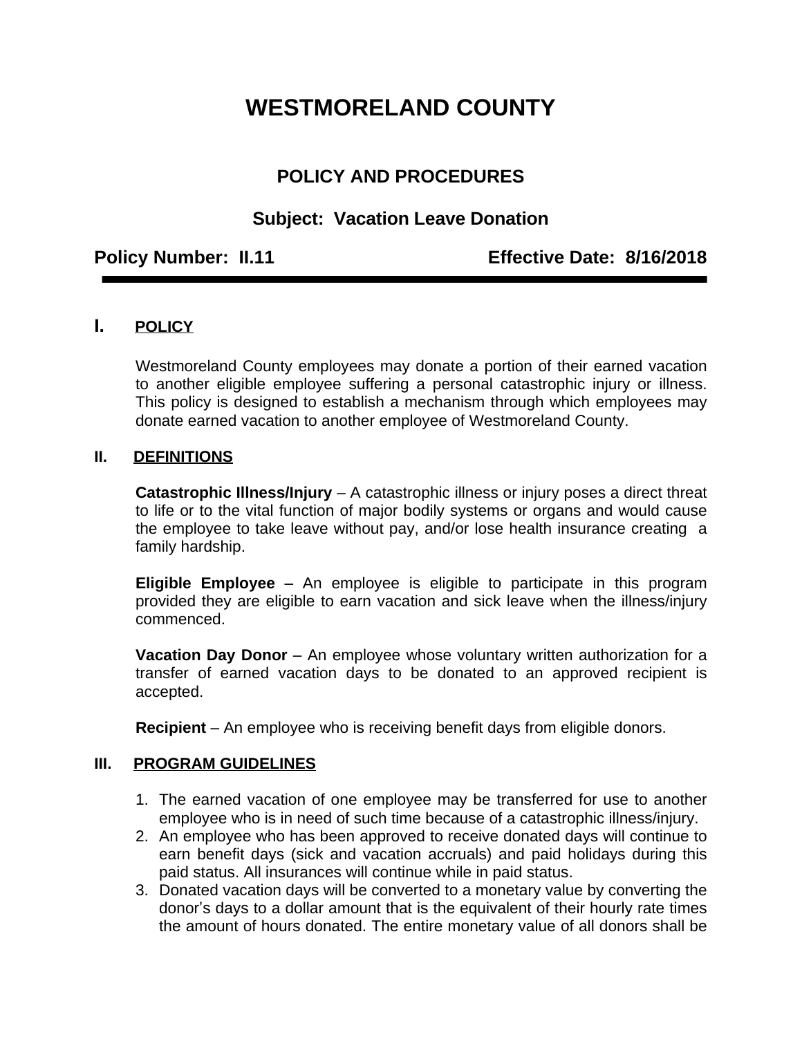# WESTMORELAND COUNTY

## POLICY AND PROCEDURES

### Subject: Vacation Leave Donation

**Policy Number: II.11** **Effective Date: 8/16/2018**

---

## I. POLICY

Westmoreland County employees may donate a portion of their earned vacation to another eligible employee suffering a personal catastrophic injury or illness. This policy is designed to establish a mechanism through which employees may donate earned vacation to another employee of Westmoreland County.

## II. DEFINITIONS

**Catastrophic Illness/Injury** – A catastrophic illness or injury poses a direct threat to life or to the vital function of major bodily systems or organs and would cause the employee to take leave without pay, and/or lose health insurance creating a family hardship.

**Eligible Employee** – An employee is eligible to participate in this program provided they are eligible to earn vacation and sick leave when the illness/injury commenced.

**Vacation Day Donor** – An employee whose voluntary written authorization for a transfer of earned vacation days to be donated to an approved recipient is accepted.

**Recipient** – An employee who is receiving benefit days from eligible donors.

## III. PROGRAM GUIDELINES

1. The earned vacation of one employee may be transferred for use to another employee who is in need of such time because of a catastrophic illness/injury.
2. An employee who has been approved to receive donated days will continue to earn benefit days (sick and vacation accruals) and paid holidays during this paid status. All insurances will continue while in paid status.
3. Donated vacation days will be converted to a monetary value by converting the donor's days to a dollar amount that is the equivalent of their hourly rate times the amount of hours donated. The entire monetary value of all donors shall be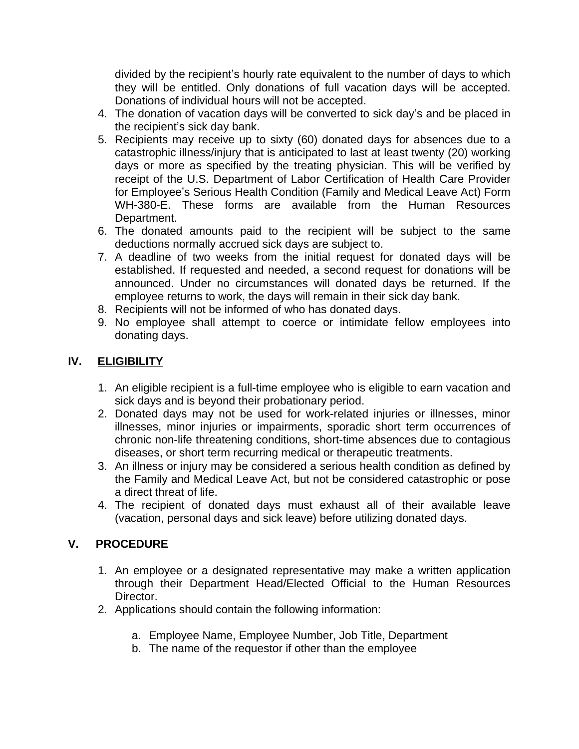divided by the recipient's hourly rate equivalent to the number of days to which they will be entitled. Only donations of full vacation days will be accepted. Donations of individual hours will not be accepted.

4. The donation of vacation days will be converted to sick day's and be placed in the recipient's sick day bank.
5. Recipients may receive up to sixty (60) donated days for absences due to a catastrophic illness/injury that is anticipated to last at least twenty (20) working days or more as specified by the treating physician. This will be verified by receipt of the U.S. Department of Labor Certification of Health Care Provider for Employee's Serious Health Condition (Family and Medical Leave Act) Form WH-380-E. These forms are available from the Human Resources Department.
6. The donated amounts paid to the recipient will be subject to the same deductions normally accrued sick days are subject to.
7. A deadline of two weeks from the initial request for donated days will be established. If requested and needed, a second request for donations will be announced. Under no circumstances will donated days be returned. If the employee returns to work, the days will remain in their sick day bank.
8. Recipients will not be informed of who has donated days.
9. No employee shall attempt to coerce or intimidate fellow employees into donating days.

## IV. ELIGIBILITY

1. An eligible recipient is a full-time employee who is eligible to earn vacation and sick days and is beyond their probationary period.
2. Donated days may not be used for work-related injuries or illnesses, minor illnesses, minor injuries or impairments, sporadic short term occurrences of chronic non-life threatening conditions, short-time absences due to contagious diseases, or short term recurring medical or therapeutic treatments.
3. An illness or injury may be considered a serious health condition as defined by the Family and Medical Leave Act, but not be considered catastrophic or pose a direct threat of life.
4. The recipient of donated days must exhaust all of their available leave (vacation, personal days and sick leave) before utilizing donated days.

## V. PROCEDURE

1. An employee or a designated representative may make a written application through their Department Head/Elected Official to the Human Resources Director.
2. Applications should contain the following information:

   a. Employee Name, Employee Number, Job Title, Department
   b. The name of the requestor if other than the employee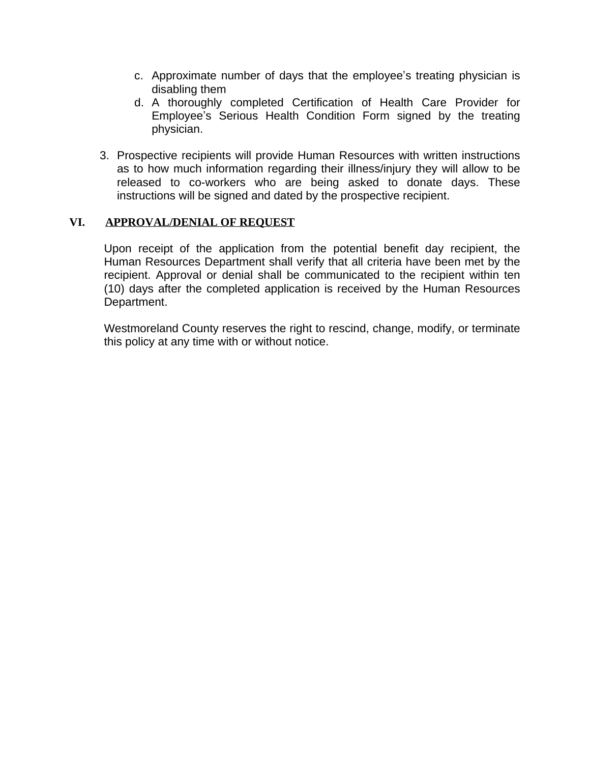c. Approximate number of days that the employee's treating physician is disabling them
d. A thoroughly completed Certification of Health Care Provider for Employee's Serious Health Condition Form signed by the treating physician.

3. Prospective recipients will provide Human Resources with written instructions as to how much information regarding their illness/injury they will allow to be released to co-workers who are being asked to donate days. These instructions will be signed and dated by the prospective recipient.

## VI. APPROVAL/DENIAL OF REQUEST

Upon receipt of the application from the potential benefit day recipient, the Human Resources Department shall verify that all criteria have been met by the recipient. Approval or denial shall be communicated to the recipient within ten (10) days after the completed application is received by the Human Resources Department.

Westmoreland County reserves the right to rescind, change, modify, or terminate this policy at any time with or without notice.